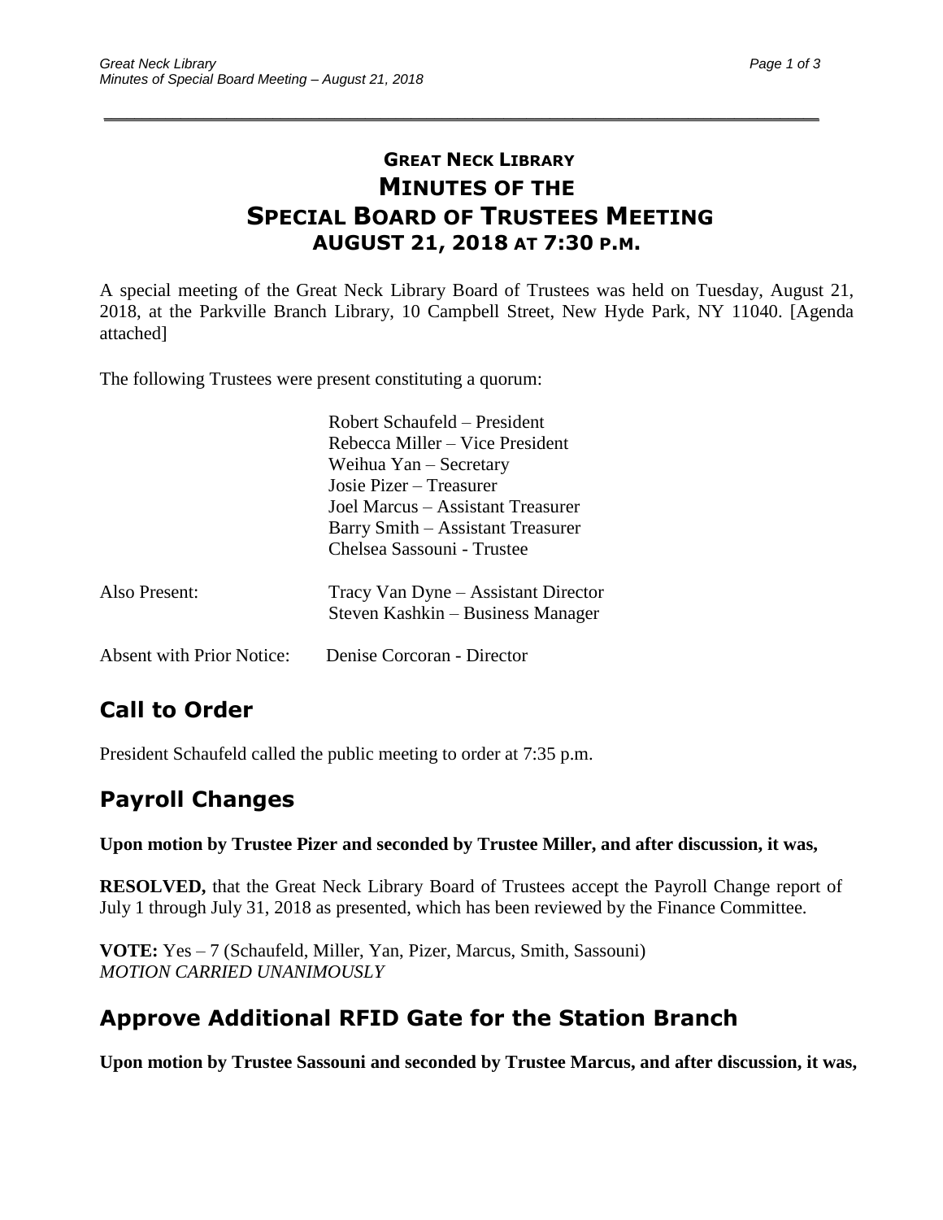# GREAT NECK LIBRARY
# MINUTES OF THE
# SPECIAL BOARD OF TRUSTEES MEETING
### AUGUST 21, 2018 AT 7:30 P.M.

A special meeting of the Great Neck Library Board of Trustees was held on Tuesday, August 21, 2018, at the Parkville Branch Library, 10 Campbell Street, New Hyde Park, NY 11040. [Agenda attached]

The following Trustees were present constituting a quorum:

Robert Schaufeld – President
Rebecca Miller – Vice President
Weihua Yan – Secretary
Josie Pizer – Treasurer
Joel Marcus – Assistant Treasurer
Barry Smith – Assistant Treasurer
Chelsea Sassouni - Trustee

Also Present: Tracy Van Dyne – Assistant Director
Steven Kashkin – Business Manager

Absent with Prior Notice: Denise Corcoran - Director

## Call to Order

President Schaufeld called the public meeting to order at 7:35 p.m.

## Payroll Changes

**Upon motion by Trustee Pizer and seconded by Trustee Miller, and after discussion, it was,**

**RESOLVED,** that the Great Neck Library Board of Trustees accept the Payroll Change report of July 1 through July 31, 2018 as presented, which has been reviewed by the Finance Committee.

**VOTE:** Yes – 7 (Schaufeld, Miller, Yan, Pizer, Marcus, Smith, Sassouni)
*MOTION CARRIED UNANIMOUSLY*

## Approve Additional RFID Gate for the Station Branch

**Upon motion by Trustee Sassouni and seconded by Trustee Marcus, and after discussion, it was,**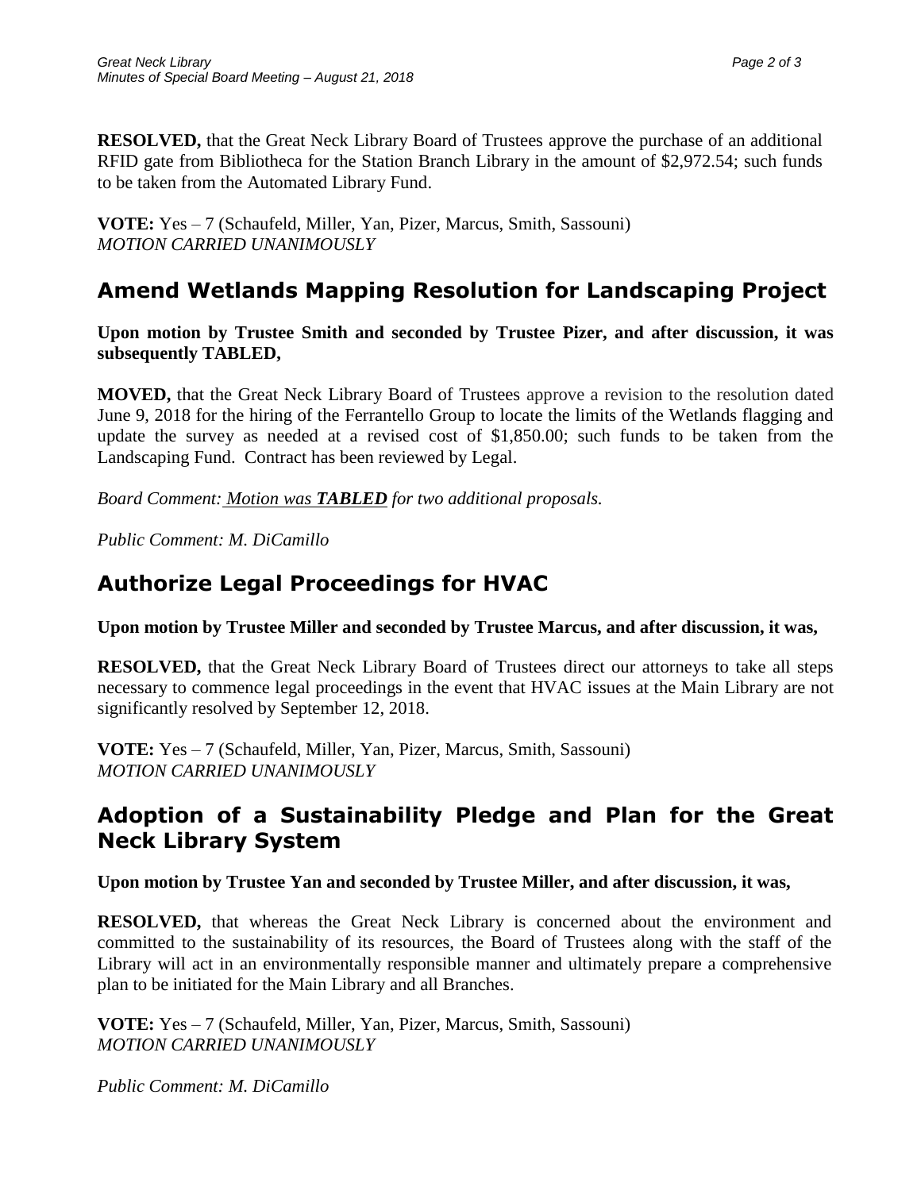**RESOLVED,** that the Great Neck Library Board of Trustees approve the purchase of an additional RFID gate from Bibliotheca for the Station Branch Library in the amount of $2,972.54; such funds to be taken from the Automated Library Fund.

**VOTE:** Yes – 7 (Schaufeld, Miller, Yan, Pizer, Marcus, Smith, Sassouni)
*MOTION CARRIED UNANIMOUSLY*

## Amend Wetlands Mapping Resolution for Landscaping Project

**Upon motion by Trustee Smith and seconded by Trustee Pizer, and after discussion, it was subsequently TABLED,**

**MOVED,** that the Great Neck Library Board of Trustees approve a revision to the resolution dated June 9, 2018 for the hiring of the Ferrantello Group to locate the limits of the Wetlands flagging and update the survey as needed at a revised cost of $1,850.00; such funds to be taken from the Landscaping Fund. Contract has been reviewed by Legal.

*Board Comment: Motion was **TABLED** for two additional proposals.*

*Public Comment: M. DiCamillo*

## Authorize Legal Proceedings for HVAC

**Upon motion by Trustee Miller and seconded by Trustee Marcus, and after discussion, it was,**

**RESOLVED,** that the Great Neck Library Board of Trustees direct our attorneys to take all steps necessary to commence legal proceedings in the event that HVAC issues at the Main Library are not significantly resolved by September 12, 2018.

**VOTE:** Yes – 7 (Schaufeld, Miller, Yan, Pizer, Marcus, Smith, Sassouni)
*MOTION CARRIED UNANIMOUSLY*

## Adoption of a Sustainability Pledge and Plan for the Great Neck Library System

**Upon motion by Trustee Yan and seconded by Trustee Miller, and after discussion, it was,**

**RESOLVED,** that whereas the Great Neck Library is concerned about the environment and committed to the sustainability of its resources, the Board of Trustees along with the staff of the Library will act in an environmentally responsible manner and ultimately prepare a comprehensive plan to be initiated for the Main Library and all Branches.

**VOTE:** Yes – 7 (Schaufeld, Miller, Yan, Pizer, Marcus, Smith, Sassouni)
*MOTION CARRIED UNANIMOUSLY*

*Public Comment: M. DiCamillo*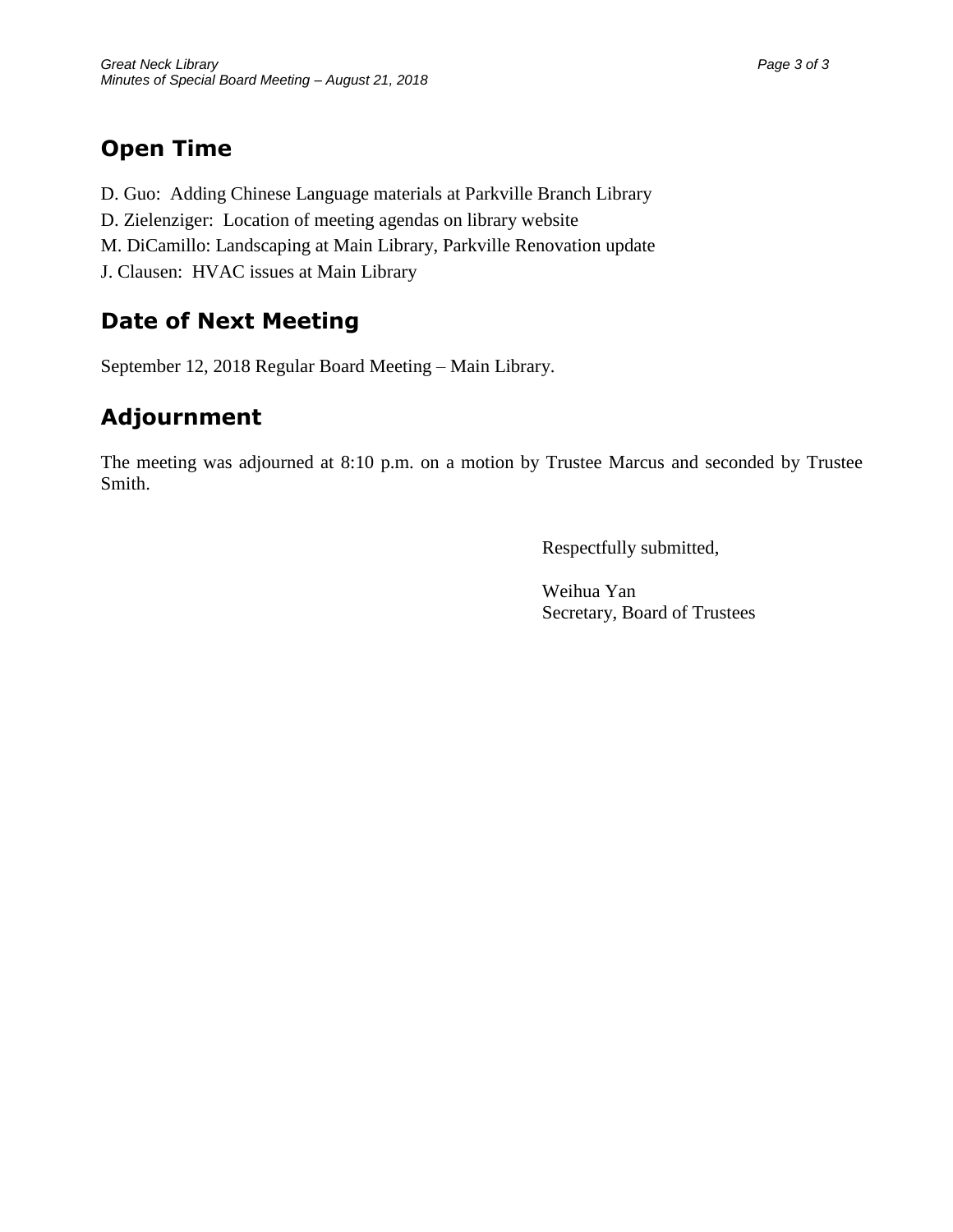## Open Time

D. Guo: Adding Chinese Language materials at Parkville Branch Library

D. Zielenziger: Location of meeting agendas on library website

M. DiCamillo: Landscaping at Main Library, Parkville Renovation update

J. Clausen: HVAC issues at Main Library

## Date of Next Meeting

September 12, 2018 Regular Board Meeting – Main Library.

## Adjournment

The meeting was adjourned at 8:10 p.m. on a motion by Trustee Marcus and seconded by Trustee Smith.

Respectfully submitted,

Weihua Yan
Secretary, Board of Trustees